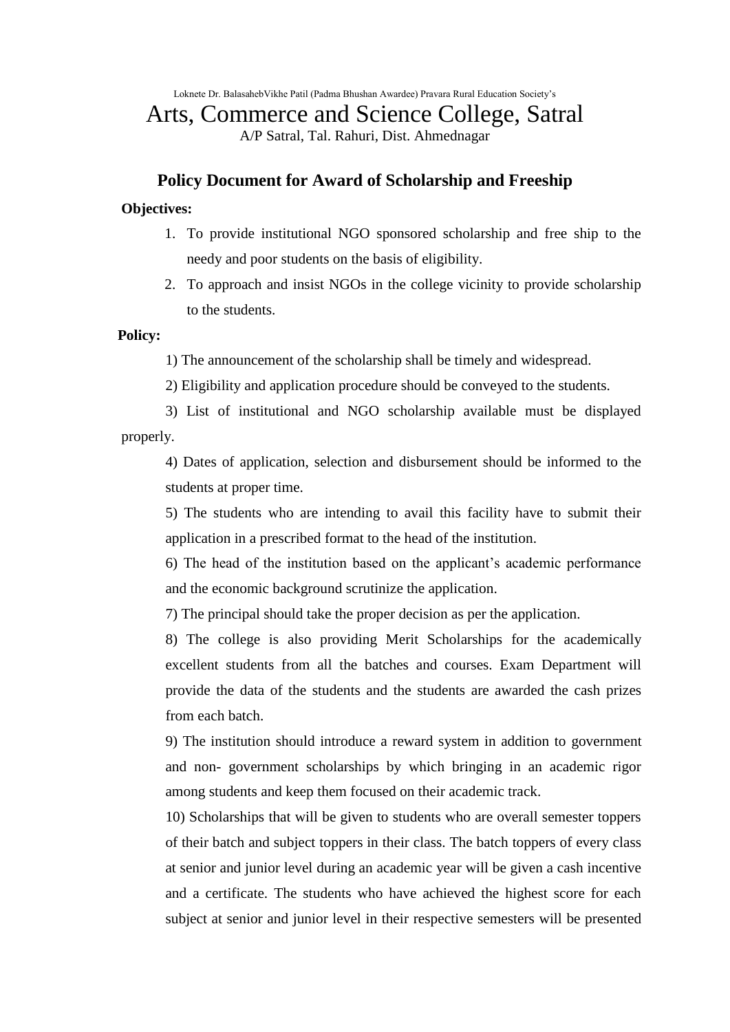Loknete Dr. BalasahebVikhe Patil (Padma Bhushan Awardee) Pravara Rural Education Society's

# Arts, Commerce and Science College, Satral

A/P Satral, Tal. Rahuri, Dist. Ahmednagar

## Policy Document for Award of Scholarship and Freeship

**Objectives:**

1. To provide institutional NGO sponsored scholarship and free ship to the needy and poor students on the basis of eligibility.
2. To approach and insist NGOs in the college vicinity to provide scholarship to the students.

**Policy:**

1) The announcement of the scholarship shall be timely and widespread.

2) Eligibility and application procedure should be conveyed to the students.

3) List of institutional and NGO scholarship available must be displayed properly.

4) Dates of application, selection and disbursement should be informed to the students at proper time.

5) The students who are intending to avail this facility have to submit their application in a prescribed format to the head of the institution.

6) The head of the institution based on the applicant's academic performance and the economic background scrutinize the application.

7) The principal should take the proper decision as per the application.

8) The college is also providing Merit Scholarships for the academically excellent students from all the batches and courses. Exam Department will provide the data of the students and the students are awarded the cash prizes from each batch.

9) The institution should introduce a reward system in addition to government and non- government scholarships by which bringing in an academic rigor among students and keep them focused on their academic track.

10) Scholarships that will be given to students who are overall semester toppers of their batch and subject toppers in their class. The batch toppers of every class at senior and junior level during an academic year will be given a cash incentive and a certificate. The students who have achieved the highest score for each subject at senior and junior level in their respective semesters will be presented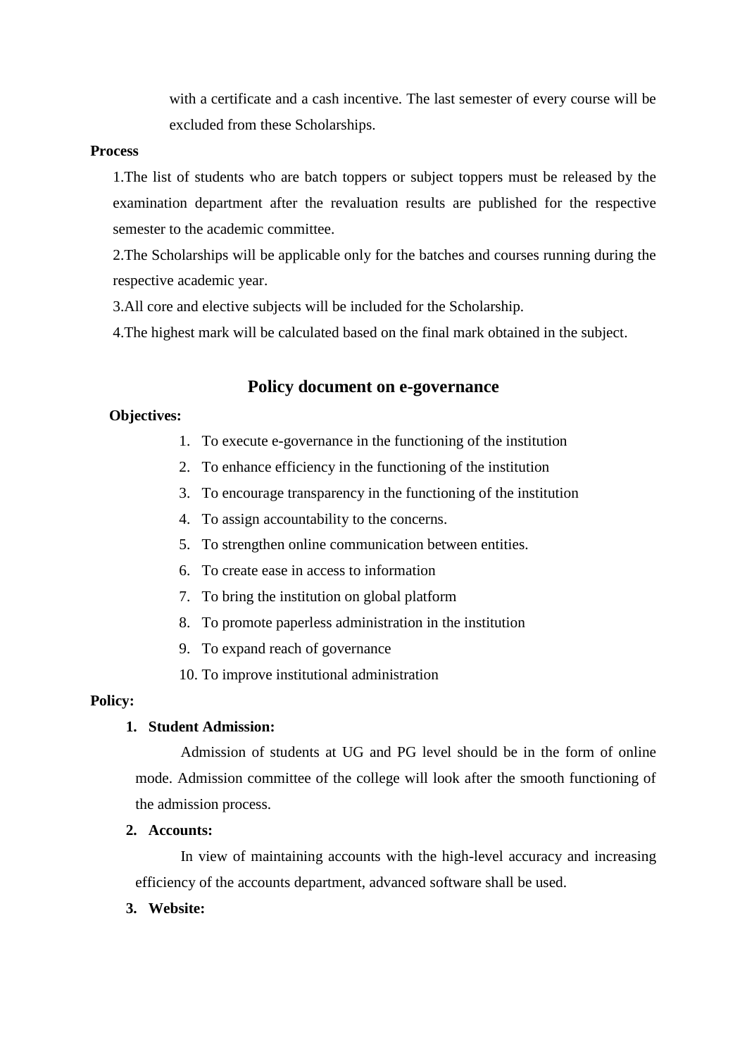with a certificate and a cash incentive. The last semester of every course will be excluded from these Scholarships.

**Process**

1.The list of students who are batch toppers or subject toppers must be released by the examination department after the revaluation results are published for the respective semester to the academic committee.

2.The Scholarships will be applicable only for the batches and courses running during the respective academic year.

3.All core and elective subjects will be included for the Scholarship.

4.The highest mark will be calculated based on the final mark obtained in the subject.

## Policy document on e-governance

**Objectives:**

1. To execute e-governance in the functioning of the institution
2. To enhance efficiency in the functioning of the institution
3. To encourage transparency in the functioning of the institution
4. To assign accountability to the concerns.
5. To strengthen online communication between entities.
6. To create ease in access to information
7. To bring the institution on global platform
8. To promote paperless administration in the institution
9. To expand reach of governance
10. To improve institutional administration

**Policy:**

1. **Student Admission:**

   Admission of students at UG and PG level should be in the form of online mode. Admission committee of the college will look after the smooth functioning of the admission process.

2. **Accounts:**

   In view of maintaining accounts with the high-level accuracy and increasing efficiency of the accounts department, advanced software shall be used.

3. **Website:**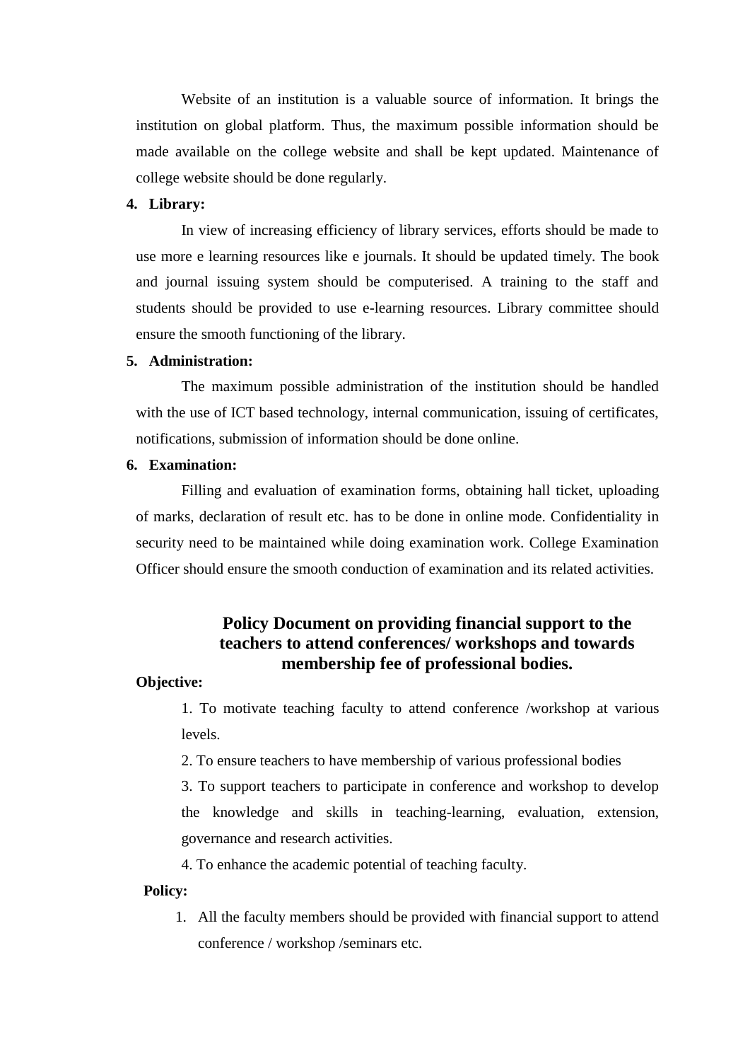Website of an institution is a valuable source of information. It brings the institution on global platform. Thus, the maximum possible information should be made available on the college website and shall be kept updated. Maintenance of college website should be done regularly.

4. **Library:**

In view of increasing efficiency of library services, efforts should be made to use more e learning resources like e journals. It should be updated timely. The book and journal issuing system should be computerised. A training to the staff and students should be provided to use e-learning resources. Library committee should ensure the smooth functioning of the library.

5. **Administration:**

The maximum possible administration of the institution should be handled with the use of ICT based technology, internal communication, issuing of certificates, notifications, submission of information should be done online.

6. **Examination:**

Filling and evaluation of examination forms, obtaining hall ticket, uploading of marks, declaration of result etc. has to be done in online mode. Confidentiality in security need to be maintained while doing examination work. College Examination Officer should ensure the smooth conduction of examination and its related activities.

## Policy Document on providing financial support to the teachers to attend conferences/ workshops and towards membership fee of professional bodies.

**Objective:**

1. To motivate teaching faculty to attend conference /workshop at various levels.
2. To ensure teachers to have membership of various professional bodies
3. To support teachers to participate in conference and workshop to develop the knowledge and skills in teaching-learning, evaluation, extension, governance and research activities.
4. To enhance the academic potential of teaching faculty.

**Policy:**

1. All the faculty members should be provided with financial support to attend conference / workshop /seminars etc.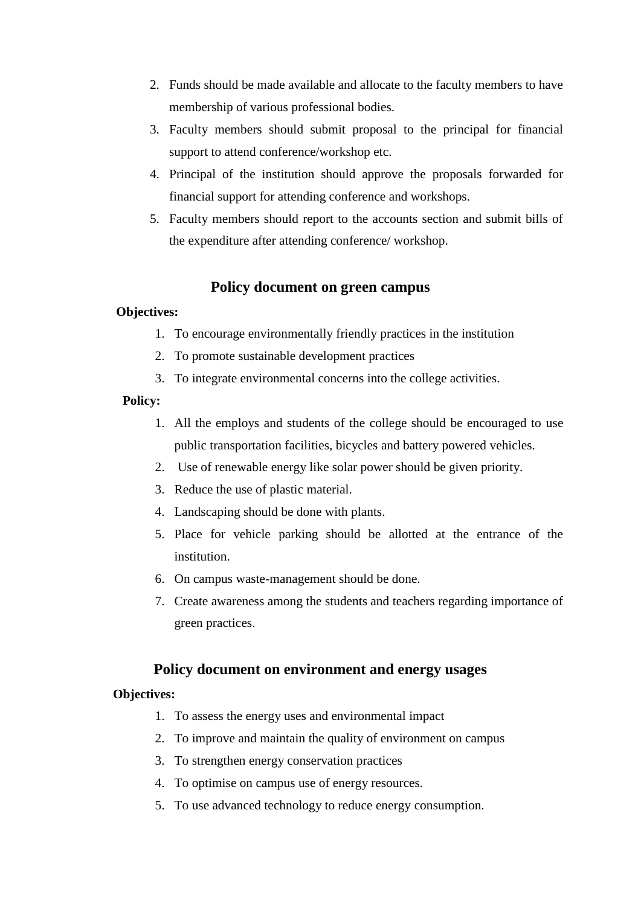2. Funds should be made available and allocate to the faculty members to have membership of various professional bodies.
3. Faculty members should submit proposal to the principal for financial support to attend conference/workshop etc.
4. Principal of the institution should approve the proposals forwarded for financial support for attending conference and workshops.
5. Faculty members should report to the accounts section and submit bills of the expenditure after attending conference/ workshop.

## Policy document on green campus

**Objectives:**

1. To encourage environmentally friendly practices in the institution
2. To promote sustainable development practices
3. To integrate environmental concerns into the college activities.

**Policy:**

1. All the employs and students of the college should be encouraged to use public transportation facilities, bicycles and battery powered vehicles.
2. Use of renewable energy like solar power should be given priority.
3. Reduce the use of plastic material.
4. Landscaping should be done with plants.
5. Place for vehicle parking should be allotted at the entrance of the institution.
6. On campus waste-management should be done.
7. Create awareness among the students and teachers regarding importance of green practices.

## Policy document on environment and energy usages

**Objectives:**

1. To assess the energy uses and environmental impact
2. To improve and maintain the quality of environment on campus
3. To strengthen energy conservation practices
4. To optimise on campus use of energy resources.
5. To use advanced technology to reduce energy consumption.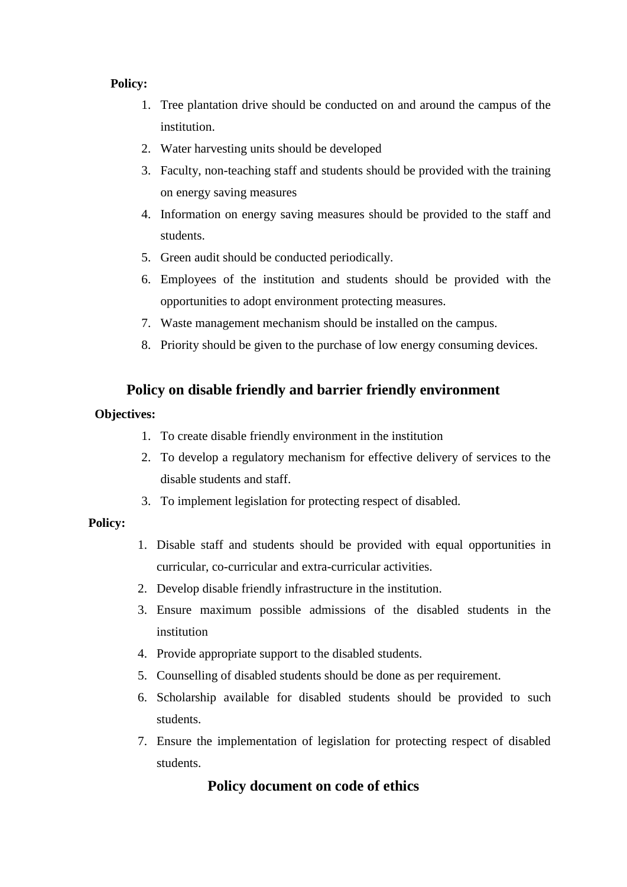**Policy:**

1. Tree plantation drive should be conducted on and around the campus of the institution.
2. Water harvesting units should be developed
3. Faculty, non-teaching staff and students should be provided with the training on energy saving measures
4. Information on energy saving measures should be provided to the staff and students.
5. Green audit should be conducted periodically.
6. Employees of the institution and students should be provided with the opportunities to adopt environment protecting measures.
7. Waste management mechanism should be installed on the campus.
8. Priority should be given to the purchase of low energy consuming devices.

## Policy on disable friendly and barrier friendly environment

**Objectives:**

1. To create disable friendly environment in the institution
2. To develop a regulatory mechanism for effective delivery of services to the disable students and staff.
3. To implement legislation for protecting respect of disabled.

**Policy:**

1. Disable staff and students should be provided with equal opportunities in curricular, co-curricular and extra-curricular activities.
2. Develop disable friendly infrastructure in the institution.
3. Ensure maximum possible admissions of the disabled students in the institution
4. Provide appropriate support to the disabled students.
5. Counselling of disabled students should be done as per requirement.
6. Scholarship available for disabled students should be provided to such students.
7. Ensure the implementation of legislation for protecting respect of disabled students.

## Policy document on code of ethics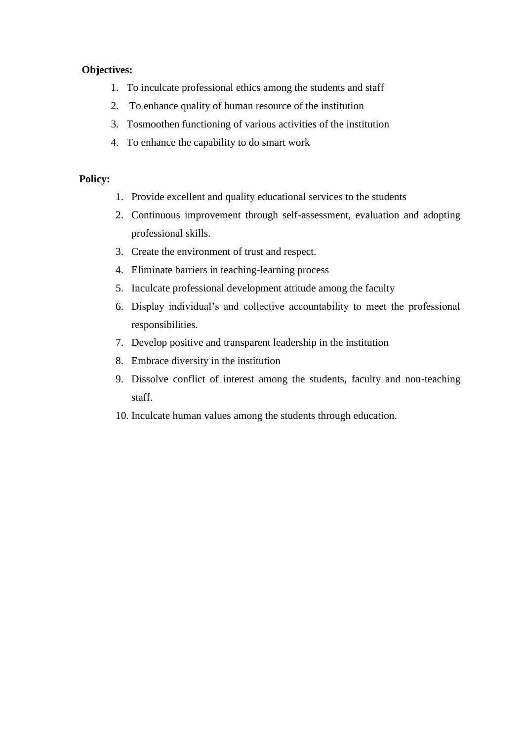**Objectives:**

1. To inculcate professional ethics among the students and staff
2. To enhance quality of human resource of the institution
3. Tosmoothen functioning of various activities of the institution
4. To enhance the capability to do smart work

**Policy:**

1. Provide excellent and quality educational services to the students
2. Continuous improvement through self-assessment, evaluation and adopting professional skills.
3. Create the environment of trust and respect.
4. Eliminate barriers in teaching-learning process
5. Inculcate professional development attitude among the faculty
6. Display individual's and collective accountability to meet the professional responsibilities.
7. Develop positive and transparent leadership in the institution
8. Embrace diversity in the institution
9. Dissolve conflict of interest among the students, faculty and non-teaching staff.
10. Inculcate human values among the students through education.